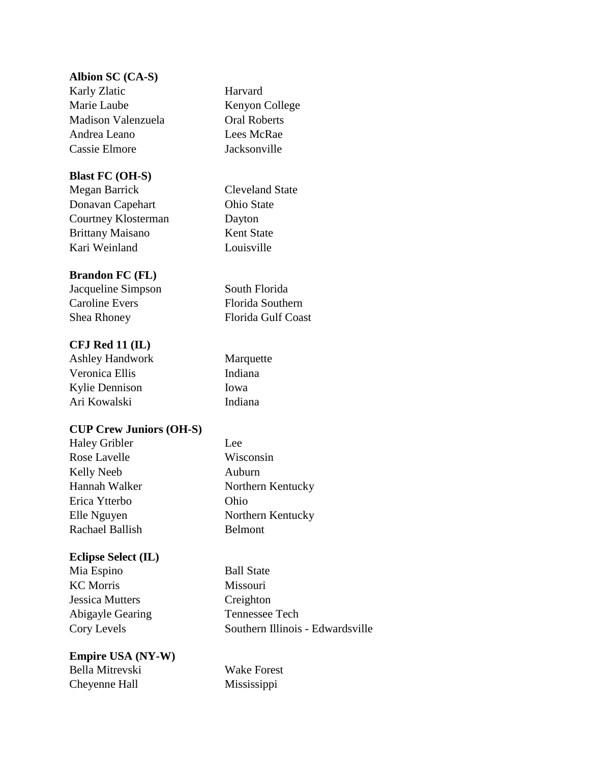**Albion SC (CA-S)**

| | |
|---|---|
| Karly Zlatic | Harvard |
| Marie Laube | Kenyon College |
| Madison Valenzuela | Oral Roberts |
| Andrea Leano | Lees McRae |
| Cassie Elmore | Jacksonville |

**Blast FC (OH-S)**

| | |
|---|---|
| Megan Barrick | Cleveland State |
| Donavan Capehart | Ohio State |
| Courtney Klosterman | Dayton |
| Brittany Maisano | Kent State |
| Kari Weinland | Louisville |

**Brandon FC (FL)**

| | |
|---|---|
| Jacqueline Simpson | South Florida |
| Caroline Evers | Florida Southern |
| Shea Rhoney | Florida Gulf Coast |

**CFJ Red 11 (IL)**

| | |
|---|---|
| Ashley Handwork | Marquette |
| Veronica Ellis | Indiana |
| Kylie Dennison | Iowa |
| Ari Kowalski | Indiana |

**CUP Crew Juniors (OH-S)**

| | |
|---|---|
| Haley Gribler | Lee |
| Rose Lavelle | Wisconsin |
| Kelly Neeb | Auburn |
| Hannah Walker | Northern Kentucky |
| Erica Ytterbo | Ohio |
| Elle Nguyen | Northern Kentucky |
| Rachael Ballish | Belmont |

**Eclipse Select (IL)**

| | |
|---|---|
| Mia Espino | Ball State |
| KC Morris | Missouri |
| Jessica Mutters | Creighton |
| Abigayle Gearing | Tennessee Tech |
| Cory Levels | Southern Illinois - Edwardsville |

**Empire USA (NY-W)**

| | |
|---|---|
| Bella Mitrevski | Wake Forest |
| Cheyenne Hall | Mississippi |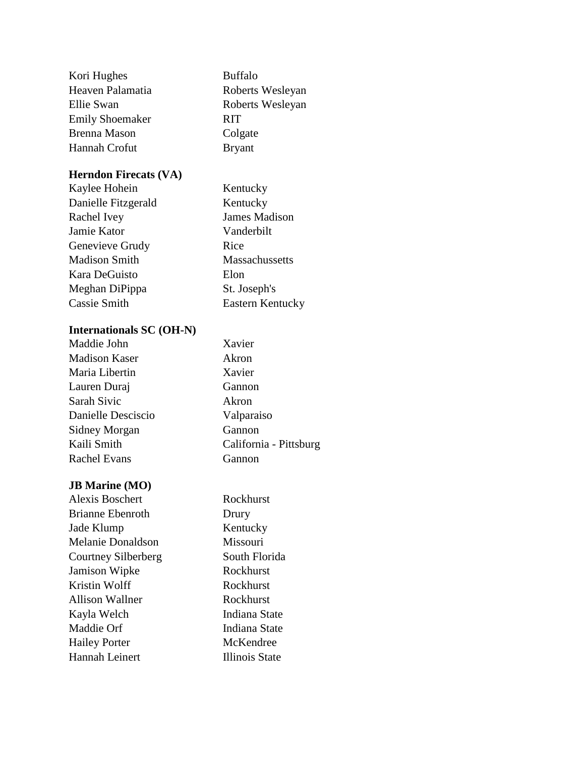| | |
|---|---|
| Kori Hughes | Buffalo |
| Heaven Palamatia | Roberts Wesleyan |
| Ellie Swan | Roberts Wesleyan |
| Emily Shoemaker | RIT |
| Brenna Mason | Colgate |
| Hannah Crofut | Bryant |

**Herndon Firecats (VA)**

| | |
|---|---|
| Kaylee Hohein | Kentucky |
| Danielle Fitzgerald | Kentucky |
| Rachel Ivey | James Madison |
| Jamie Kator | Vanderbilt |
| Genevieve Grudy | Rice |
| Madison Smith | Massachussetts |
| Kara DeGuisto | Elon |
| Meghan DiPippa | St. Joseph's |
| Cassie Smith | Eastern Kentucky |

**Internationals SC (OH-N)**

| | |
|---|---|
| Maddie John | Xavier |
| Madison Kaser | Akron |
| Maria Libertin | Xavier |
| Lauren Duraj | Gannon |
| Sarah Sivic | Akron |
| Danielle Desciscio | Valparaiso |
| Sidney Morgan | Gannon |
| Kaili Smith | California - Pittsburg |
| Rachel Evans | Gannon |

**JB Marine (MO)**

| | |
|---|---|
| Alexis Boschert | Rockhurst |
| Brianne Ebenroth | Drury |
| Jade Klump | Kentucky |
| Melanie Donaldson | Missouri |
| Courtney Silberberg | South Florida |
| Jamison Wipke | Rockhurst |
| Kristin Wolff | Rockhurst |
| Allison Wallner | Rockhurst |
| Kayla Welch | Indiana State |
| Maddie Orf | Indiana State |
| Hailey Porter | McKendree |
| Hannah Leinert | Illinois State |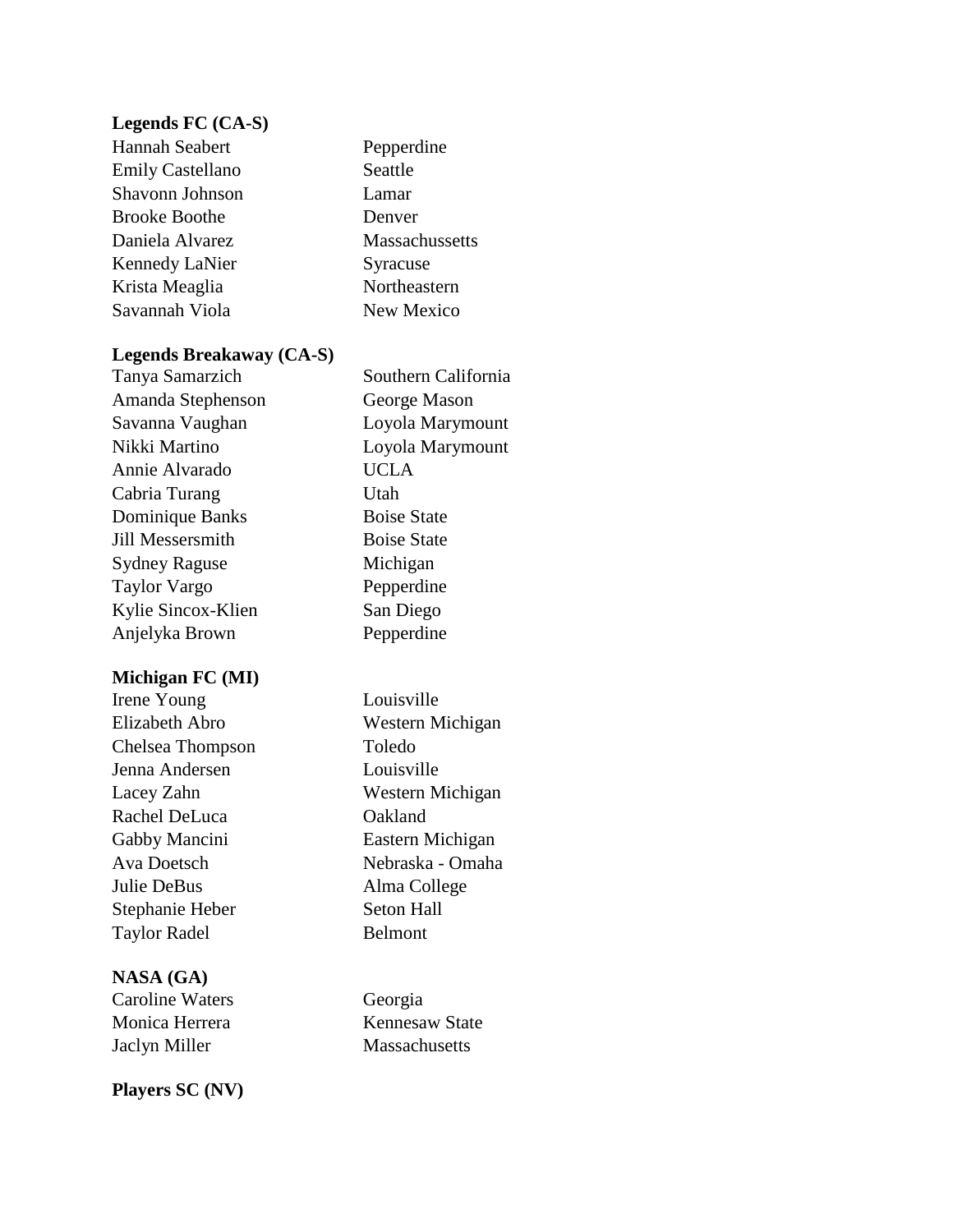**Legends FC (CA-S)**

| | |
|---|---|
| Hannah Seabert | Pepperdine |
| Emily Castellano | Seattle |
| Shavonn Johnson | Lamar |
| Brooke Boothe | Denver |
| Daniela Alvarez | Massachussetts |
| Kennedy LaNier | Syracuse |
| Krista Meaglia | Northeastern |
| Savannah Viola | New Mexico |

**Legends Breakaway (CA-S)**

| | |
|---|---|
| Tanya Samarzich | Southern California |
| Amanda Stephenson | George Mason |
| Savanna Vaughan | Loyola Marymount |
| Nikki Martino | Loyola Marymount |
| Annie Alvarado | UCLA |
| Cabria Turang | Utah |
| Dominique Banks | Boise State |
| Jill Messersmith | Boise State |
| Sydney Raguse | Michigan |
| Taylor Vargo | Pepperdine |
| Kylie Sincox-Klien | San Diego |
| Anjelyka Brown | Pepperdine |

**Michigan FC (MI)**

| | |
|---|---|
| Irene Young | Louisville |
| Elizabeth Abro | Western Michigan |
| Chelsea Thompson | Toledo |
| Jenna Andersen | Louisville |
| Lacey Zahn | Western Michigan |
| Rachel DeLuca | Oakland |
| Gabby Mancini | Eastern Michigan |
| Ava Doetsch | Nebraska - Omaha |
| Julie DeBus | Alma College |
| Stephanie Heber | Seton Hall |
| Taylor Radel | Belmont |

**NASA (GA)**

| | |
|---|---|
| Caroline Waters | Georgia |
| Monica Herrera | Kennesaw State |
| Jaclyn Miller | Massachusetts |

**Players SC (NV)**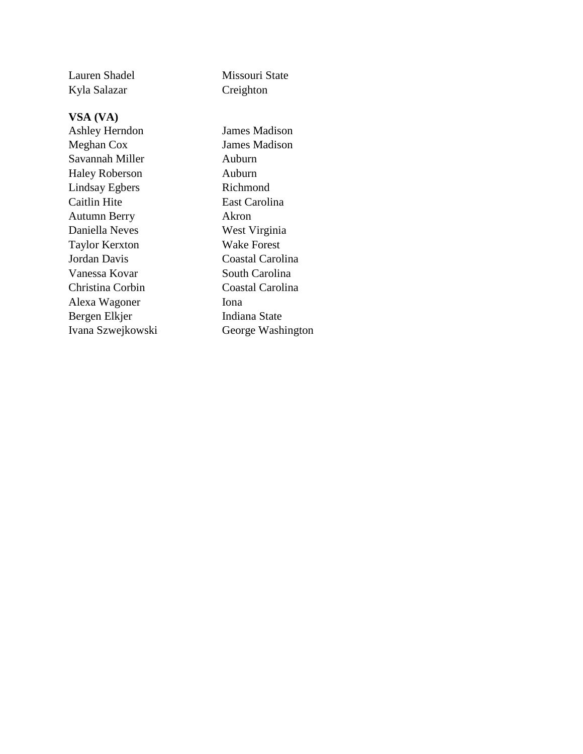| | |
|---|---|
| Lauren Shadel | Missouri State |
| Kyla Salazar | Creighton |

**VSA (VA)**

| | |
|---|---|
| Ashley Herndon | James Madison |
| Meghan Cox | James Madison |
| Savannah Miller | Auburn |
| Haley Roberson | Auburn |
| Lindsay Egbers | Richmond |
| Caitlin Hite | East Carolina |
| Autumn Berry | Akron |
| Daniella Neves | West Virginia |
| Taylor Kerxton | Wake Forest |
| Jordan Davis | Coastal Carolina |
| Vanessa Kovar | South Carolina |
| Christina Corbin | Coastal Carolina |
| Alexa Wagoner | Iona |
| Bergen Elkjer | Indiana State |
| Ivana Szwejkowski | George Washington |